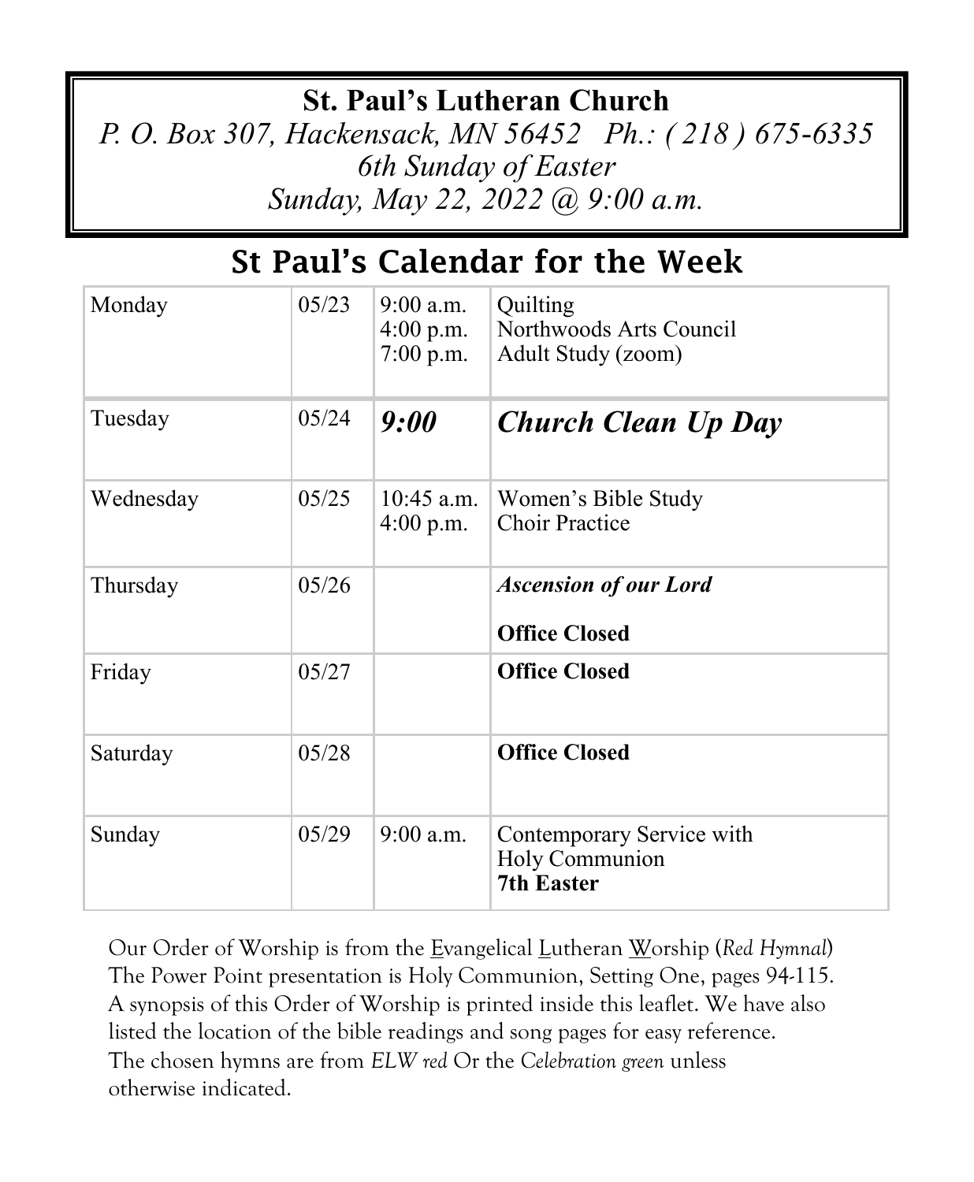# St. Paul's Lutheran Church

*P. O. Box 307, Hackensack, MN 56452 Ph.: ( 218 ) 675-6335*

*6th Sunday of Easter*

*Sunday, May 22, 2022 @ 9:00 a.m.*

## St Paul's Calendar for the Week

| Day | Date | Time | Event |
|---|---|---|---|
| Monday | 05/23 | 9:00 a.m.<br>4:00 p.m.<br>7:00 p.m. | Quilting<br>Northwoods Arts Council<br>Adult Study (zoom) |
| Tuesday | 05/24 | ***9:00*** | ***Church Clean Up Day*** |
| Wednesday | 05/25 | 10:45 a.m.<br>4:00 p.m. | Women's Bible Study<br>Choir Practice |
| Thursday | 05/26 | | ***Ascension of our Lord***<br><br>**Office Closed** |
| Friday | 05/27 | | **Office Closed** |
| Saturday | 05/28 | | **Office Closed** |
| Sunday | 05/29 | 9:00 a.m. | Contemporary Service with<br>Holy Communion<br>**7th Easter** |

Our Order of Worship is from the Evangelical Lutheran Worship (*Red Hymnal*) The Power Point presentation is Holy Communion, Setting One, pages 94-115. A synopsis of this Order of Worship is printed inside this leaflet. We have also listed the location of the bible readings and song pages for easy reference. The chosen hymns are from *ELW red* Or the *Celebration green* unless otherwise indicated.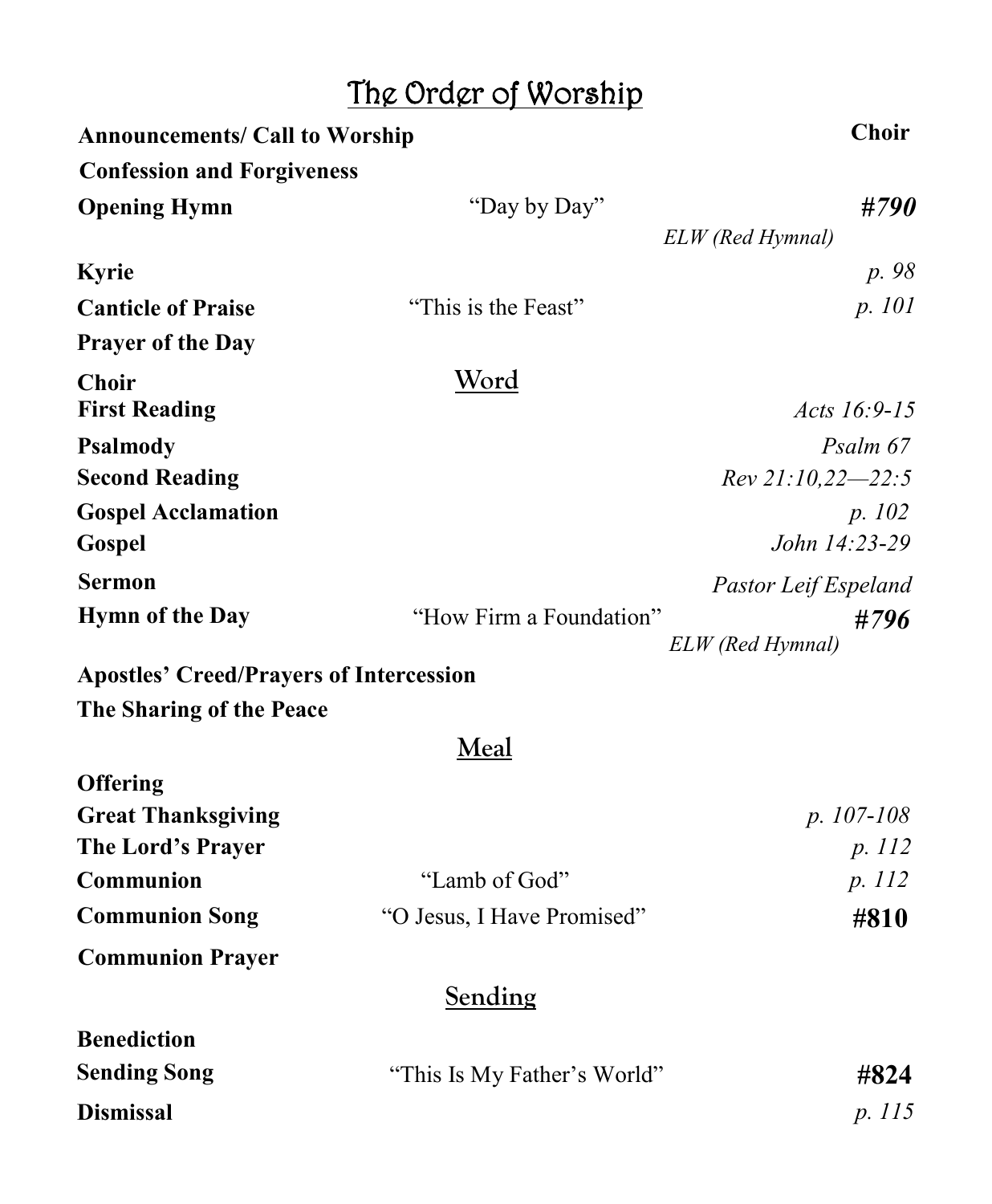# The Order of Worship

| | | |
|---|---|---|
| **Announcements/ Call to Worship** | | **Choir** |
| **Confession and Forgiveness** | | |
| **Opening Hymn** | "Day by Day" | ***#790*** *ELW (Red Hymnal)* |
| **Kyrie** | | *p. 98* |
| **Canticle of Praise** | "This is the Feast" | *p. 101* |
| **Prayer of the Day** | | |

## Word

| | | |
|---|---|---|
| **Choir** | | |
| **First Reading** | | *Acts 16:9-15* |
| **Psalmody** | | *Psalm 67* |
| **Second Reading** | | *Rev 21:10,22—22:5* |
| **Gospel Acclamation** | | *p. 102* |
| **Gospel** | | *John 14:23-29* |
| **Sermon** | | *Pastor Leif Espeland* |
| **Hymn of the Day** | "How Firm a Foundation" | ***#796*** *ELW (Red Hymnal)* |
| **Apostles' Creed/Prayers of Intercession** | | |
| **The Sharing of the Peace** | | |

## Meal

| | | |
|---|---|---|
| **Offering** | | |
| **Great Thanksgiving** | | *p. 107-108* |
| **The Lord's Prayer** | | *p. 112* |
| **Communion** | "Lamb of God" | *p. 112* |
| **Communion Song** | "O Jesus, I Have Promised" | **#810** |
| **Communion Prayer** | | |

## Sending

| | | |
|---|---|---|
| **Benediction** | | |
| **Sending Song** | "This Is My Father's World" | **#824** |
| **Dismissal** | | *p. 115* |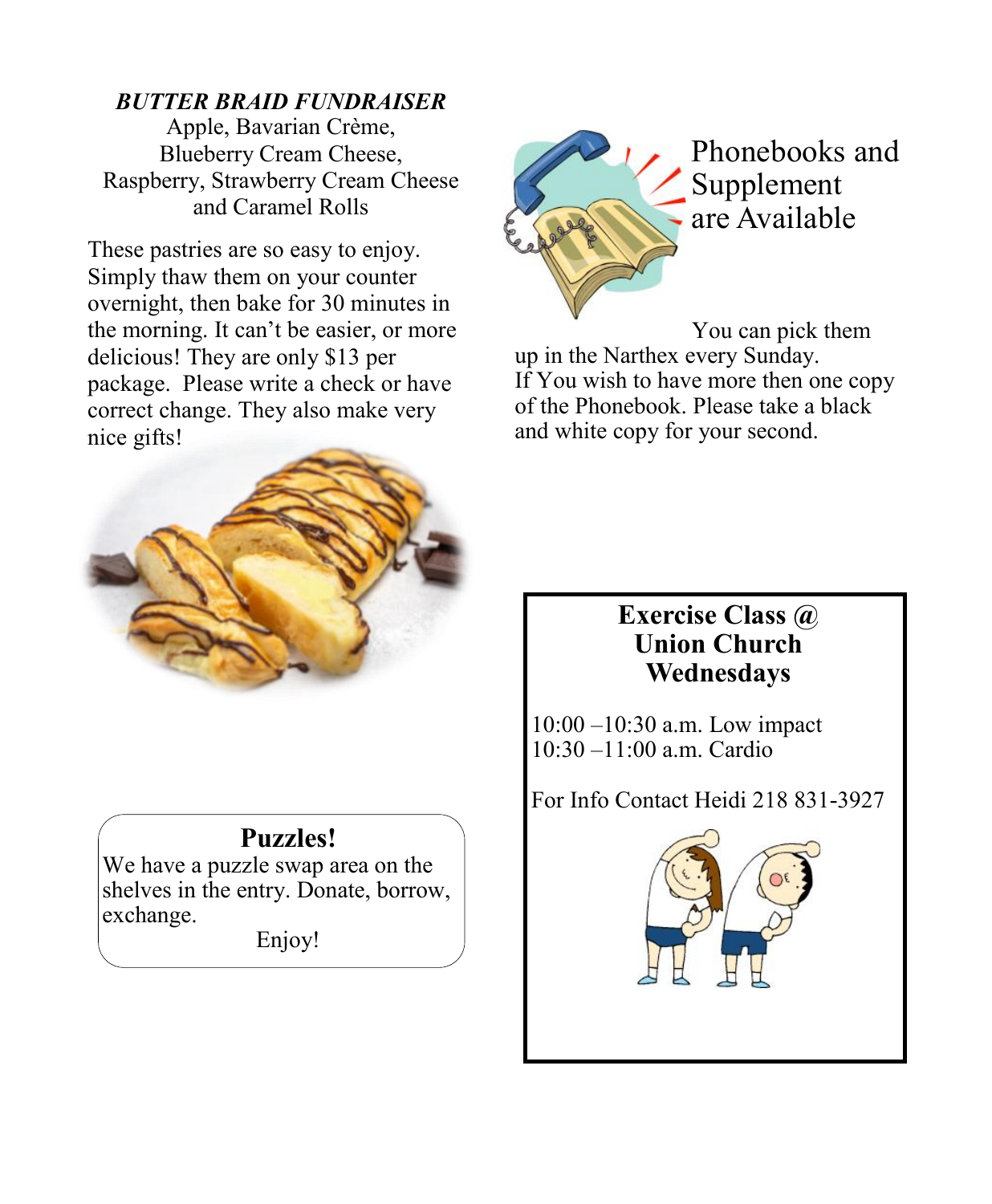### ***BUTTER BRAID FUNDRAISER***

Apple, Bavarian Crème,
Blueberry Cream Cheese,
Raspberry, Strawberry Cream Cheese
and Caramel Rolls

These pastries are so easy to enjoy. Simply thaw them on your counter overnight, then bake for 30 minutes in the morning. It can't be easier, or more delicious! They are only $13 per package. Please write a check or have correct change. They also make very nice gifts!

### **Puzzles!**

We have a puzzle swap area on the shelves in the entry. Donate, borrow, exchange.

Enjoy!

## Phonebooks and Supplement are Available

You can pick them up in the Narthex every Sunday.
If You wish to have more then one copy of the Phonebook. Please take a black and white copy for your second.

### **Exercise Class @ Union Church Wednesdays**

10:00 –10:30 a.m. Low impact
10:30 –11:00 a.m. Cardio

For Info Contact Heidi 218 831-3927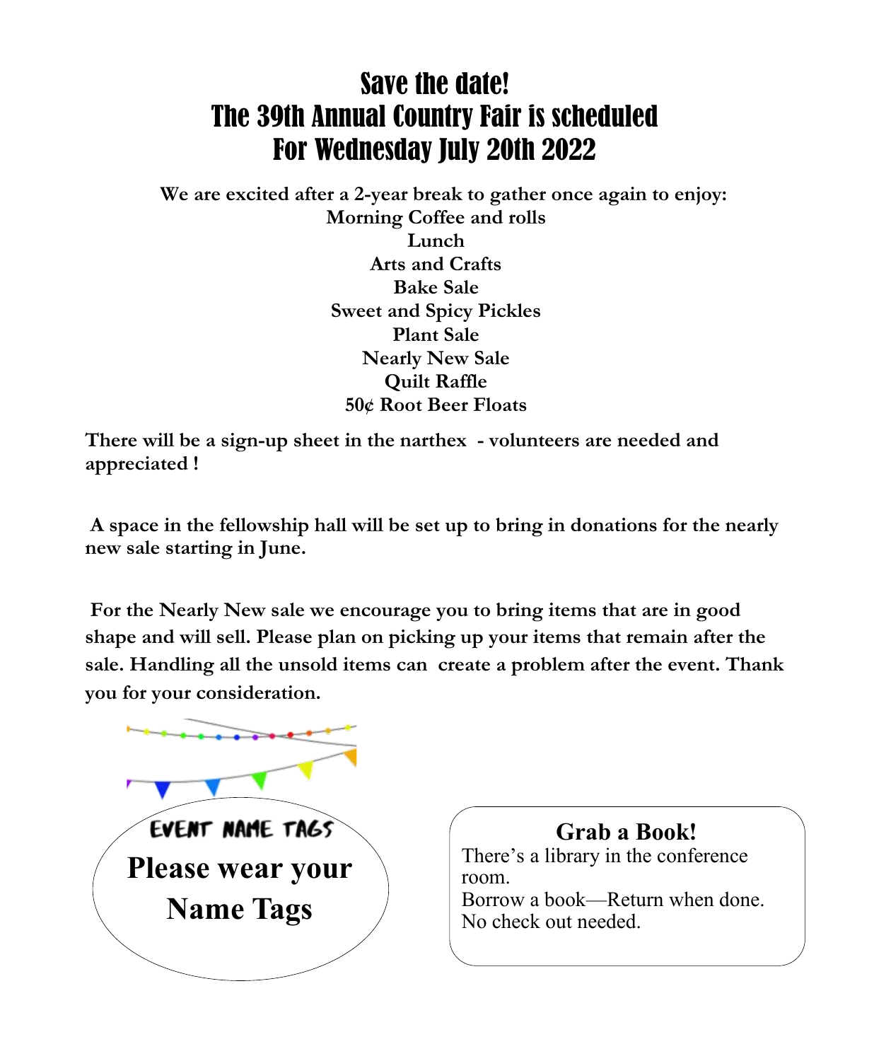# Save the date!
# The 39th Annual Country Fair is scheduled
# For Wednesday July 20th 2022

**We are excited after a 2-year break to gather once again to enjoy:**

**Morning Coffee and rolls**
**Lunch**
**Arts and Crafts**
**Bake Sale**
**Sweet and Spicy Pickles**
**Plant Sale**
**Nearly New Sale**
**Quilt Raffle**
**50¢ Root Beer Floats**

**There will be a sign-up sheet in the narthex - volunteers are needed and appreciated !**

**A space in the fellowship hall will be set up to bring in donations for the nearly new sale starting in June.**

**For the Nearly New sale we encourage you to bring items that are in good shape and will sell. Please plan on picking up your items that remain after the sale. Handling all the unsold items can create a problem after the event. Thank you for your consideration.**

EVENT NAME TAGS

**Please wear your Name Tags**

**Grab a Book!**

There's a library in the conference room.
Borrow a book—Return when done.
No check out needed.